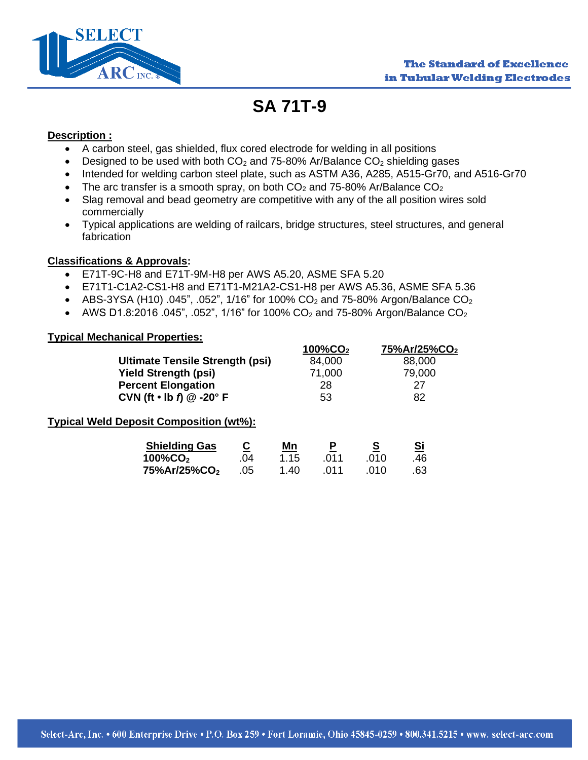SELECT ARC INC.

The Standard of Excellence in Tubular Welding Electrodes

# SA 71T-9

## Description :

- A carbon steel, gas shielded, flux cored electrode for welding in all positions
- Designed to be used with both $CO_2$ and 75-80% Ar/Balance $CO_2$ shielding gases
- Intended for welding carbon steel plate, such as ASTM A36, A285, A515-Gr70, and A516-Gr70
- The arc transfer is a smooth spray, on both $CO_2$ and 75-80% Ar/Balance $CO_2$
- Slag removal and bead geometry are competitive with any of the all position wires sold commercially
- Typical applications are welding of railcars, bridge structures, steel structures, and general fabrication

## Classifications & Approvals:

- E71T-9C-H8 and E71T-9M-H8 per AWS A5.20, ASME SFA 5.20
- E71T1-C1A2-CS1-H8 and E71T1-M21A2-CS1-H8 per AWS A5.36, ASME SFA 5.36
- ABS-3YSA (H10) .045", .052", 1/16" for 100% $CO_2$ and 75-80% Argon/Balance $CO_2$
- AWS D1.8:2016 .045", .052", 1/16" for 100% $CO_2$ and 75-80% Argon/Balance $CO_2$

## Typical Mechanical Properties:

| | 100%$CO_2$ | 75%Ar/25%$CO_2$ |
|---|---|---|
| **Ultimate Tensile Strength (psi)** | 84,000 | 88,000 |
| **Yield Strength (psi)** | 71,000 | 79,000 |
| **Percent Elongation** | 28 | 27 |
| **CVN (ft • lb *f*) @ -20° F** | 53 | 82 |

## Typical Weld Deposit Composition (wt%):

| Shielding Gas | C | Mn | P | S | Si |
|---|---|---|---|---|---|
| **100%$CO_2$** | .04 | 1.15 | .011 | .010 | .46 |
| **75%Ar/25%$CO_2$** | .05 | 1.40 | .011 | .010 | .63 |

Select-Arc, Inc. • 600 Enterprise Drive • P.O. Box 259 • Fort Loramie, Ohio 45845-0259 • 800.341.5215 • www. select-arc.com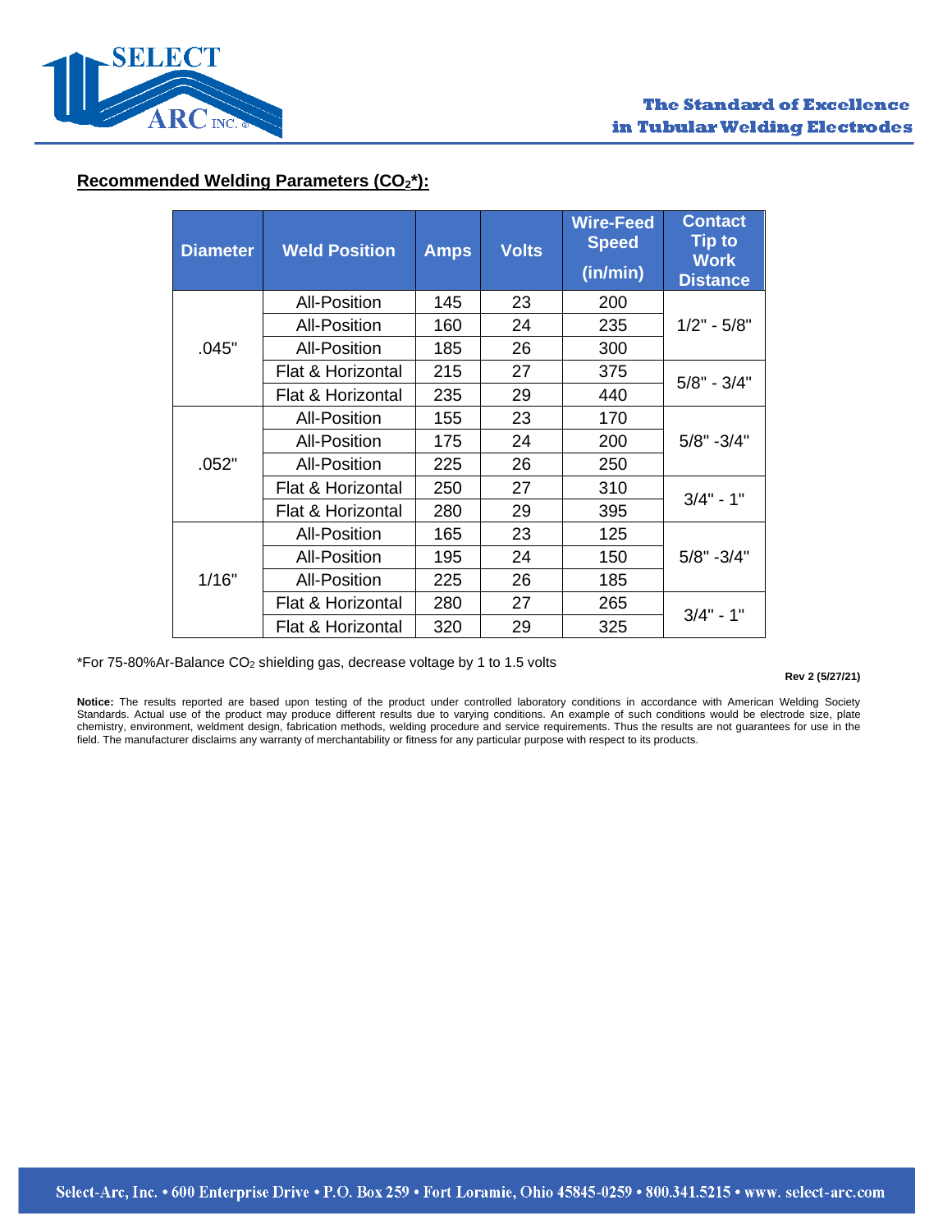## Recommended Welding Parameters ($CO_2$*):

| Diameter | Weld Position | Amps | Volts | Wire-Feed Speed (in/min) | Contact Tip to Work Distance |
|---|---|---|---|---|---|
| .045" | All-Position | 145 | 23 | 200 | 1/2" - 5/8" |
| | All-Position | 160 | 24 | 235 | |
| | All-Position | 185 | 26 | 300 | |
| | Flat & Horizontal | 215 | 27 | 375 | 5/8" - 3/4" |
| | Flat & Horizontal | 235 | 29 | 440 | |
| .052" | All-Position | 155 | 23 | 170 | 5/8" -3/4" |
| | All-Position | 175 | 24 | 200 | |
| | All-Position | 225 | 26 | 250 | |
| | Flat & Horizontal | 250 | 27 | 310 | 3/4" - 1" |
| | Flat & Horizontal | 280 | 29 | 395 | |
| 1/16" | All-Position | 165 | 23 | 125 | 5/8" -3/4" |
| | All-Position | 195 | 24 | 150 | |
| | All-Position | 225 | 26 | 185 | |
| | Flat & Horizontal | 280 | 27 | 265 | 3/4" - 1" |
| | Flat & Horizontal | 320 | 29 | 325 | |

*For 75-80%Ar-Balance $CO_2$ shielding gas, decrease voltage by 1 to 1.5 volts

**Rev 2 (5/27/21)**

**Notice:** The results reported are based upon testing of the product under controlled laboratory conditions in accordance with American Welding Society Standards. Actual use of the product may produce different results due to varying conditions. An example of such conditions would be electrode size, plate chemistry, environment, weldment design, fabrication methods, welding procedure and service requirements. Thus the results are not guarantees for use in the field. The manufacturer disclaims any warranty of merchantability or fitness for any particular purpose with respect to its products.